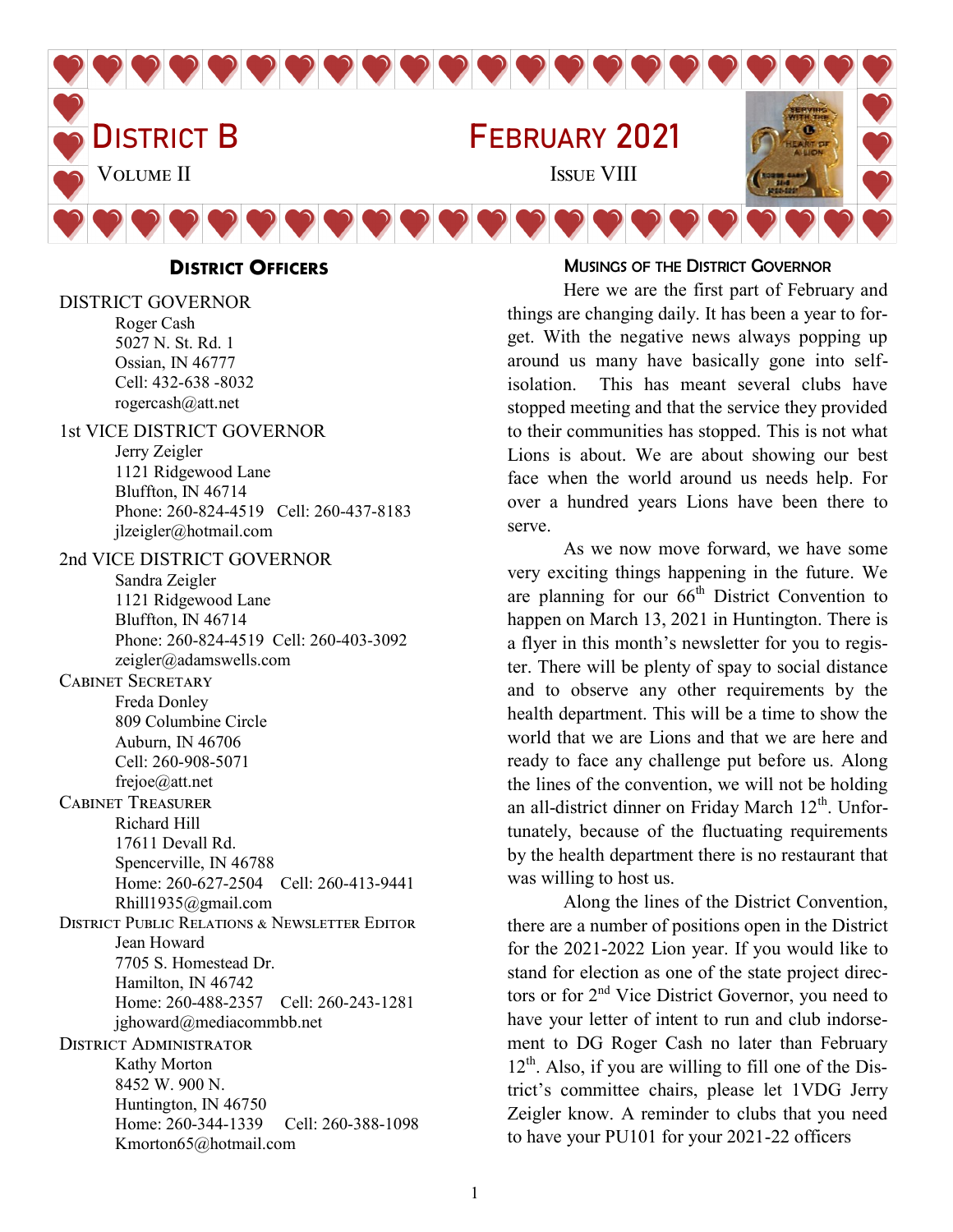# District B — February 2021

Volume II — Issue VIII

## District Officers

**DISTRICT GOVERNOR**
Roger Cash
5027 N. St. Rd. 1
Ossian, IN 46777
Cell: 432-638 -8032
rogercash@att.net

**1st VICE DISTRICT GOVERNOR**
Jerry Zeigler
1121 Ridgewood Lane
Bluffton, IN 46714
Phone: 260-824-4519 Cell: 260-437-8183
jlzeigler@hotmail.com

**2nd VICE DISTRICT GOVERNOR**
Sandra Zeigler
1121 Ridgewood Lane
Bluffton, IN 46714
Phone: 260-824-4519 Cell: 260-403-3092
zeigler@adamswells.com

**Cabinet Secretary**
Freda Donley
809 Columbine Circle
Auburn, IN 46706
Cell: 260-908-5071
frejoe@att.net

**Cabinet Treasurer**
Richard Hill
17611 Devall Rd.
Spencerville, IN 46788
Home: 260-627-2504 Cell: 260-413-9441
Rhill1935@gmail.com

**District Public Relations & Newsletter Editor**
Jean Howard
7705 S. Homestead Dr.
Hamilton, IN 46742
Home: 260-488-2357 Cell: 260-243-1281
jghoward@mediacommbb.net

**District Administrator**
Kathy Morton
8452 W. 900 N.
Huntington, IN 46750
Home: 260-344-1339 Cell: 260-388-1098
Kmorton65@hotmail.com

## Musings of the District Governor

Here we are the first part of February and things are changing daily. It has been a year to forget. With the negative news always popping up around us many have basically gone into self-isolation. This has meant several clubs have stopped meeting and that the service they provided to their communities has stopped. This is not what Lions is about. We are about showing our best face when the world around us needs help. For over a hundred years Lions have been there to serve.

As we now move forward, we have some very exciting things happening in the future. We are planning for our 66th District Convention to happen on March 13, 2021 in Huntington. There is a flyer in this month's newsletter for you to register. There will be plenty of spay to social distance and to observe any other requirements by the health department. This will be a time to show the world that we are Lions and that we are here and ready to face any challenge put before us. Along the lines of the convention, we will not be holding an all-district dinner on Friday March 12th. Unfortunately, because of the fluctuating requirements by the health department there is no restaurant that was willing to host us.

Along the lines of the District Convention, there are a number of positions open in the District for the 2021-2022 Lion year. If you would like to stand for election as one of the state project directors or for 2nd Vice District Governor, you need to have your letter of intent to run and club indorsement to DG Roger Cash no later than February 12th. Also, if you are willing to fill one of the District's committee chairs, please let 1VDG Jerry Zeigler know. A reminder to clubs that you need to have your PU101 for your 2021-22 officers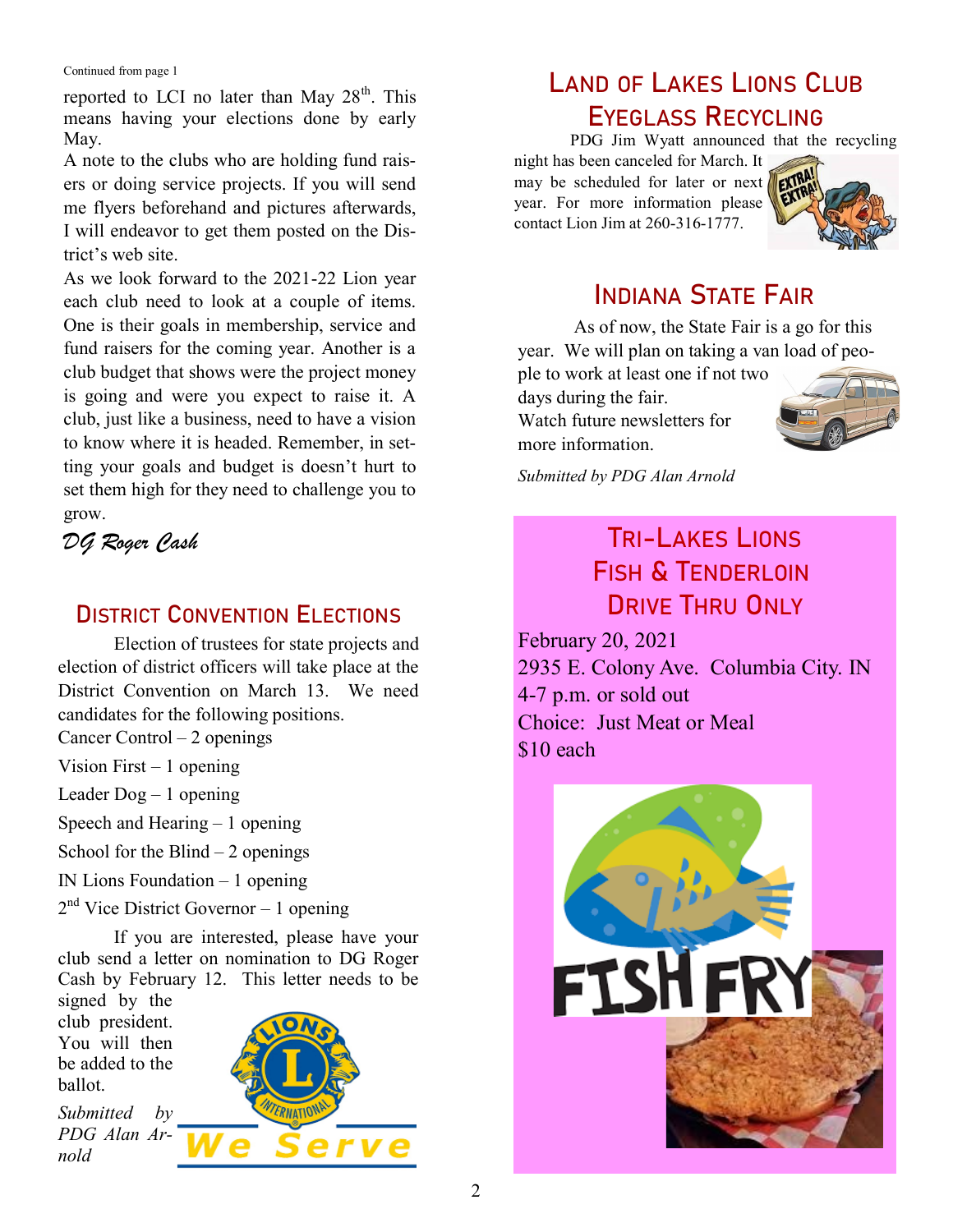Continued from page 1

reported to LCI no later than May 28th. This means having your elections done by early May.

A note to the clubs who are holding fund raisers or doing service projects. If you will send me flyers beforehand and pictures afterwards, I will endeavor to get them posted on the District's web site.

As we look forward to the 2021-22 Lion year each club need to look at a couple of items. One is their goals in membership, service and fund raisers for the coming year. Another is a club budget that shows were the project money is going and were you expect to raise it. A club, just like a business, need to have a vision to know where it is headed. Remember, in setting your goals and budget is doesn't hurt to set them high for they need to challenge you to grow.

*DG Roger Cash*

## District Convention Elections

Election of trustees for state projects and election of district officers will take place at the District Convention on March 13. We need candidates for the following positions.

Cancer Control – 2 openings

Vision First – 1 opening

Leader Dog – 1 opening

Speech and Hearing – 1 opening

School for the Blind – 2 openings

IN Lions Foundation – 1 opening

2nd Vice District Governor – 1 opening

If you are interested, please have your club send a letter on nomination to DG Roger Cash by February 12. This letter needs to be signed by the club president. You will then be added to the ballot.

*Submitted by PDG Alan Arnold*

We Serve

## Land of Lakes Lions Club Eyeglass Recycling

PDG Jim Wyatt announced that the recycling night has been canceled for March. It may be scheduled for later or next year. For more information please contact Lion Jim at 260-316-1777.

## Indiana State Fair

As of now, the State Fair is a go for this year. We will plan on taking a van load of people to work at least one if not two days during the fair.

Watch future newsletters for more information.

*Submitted by PDG Alan Arnold*

## Tri-Lakes Lions Fish & Tenderloin Drive Thru Only

February 20, 2021

2935 E. Colony Ave. Columbia City. IN

4-7 p.m. or sold out

Choice: Just Meat or Meal

$10 each

FISH FRY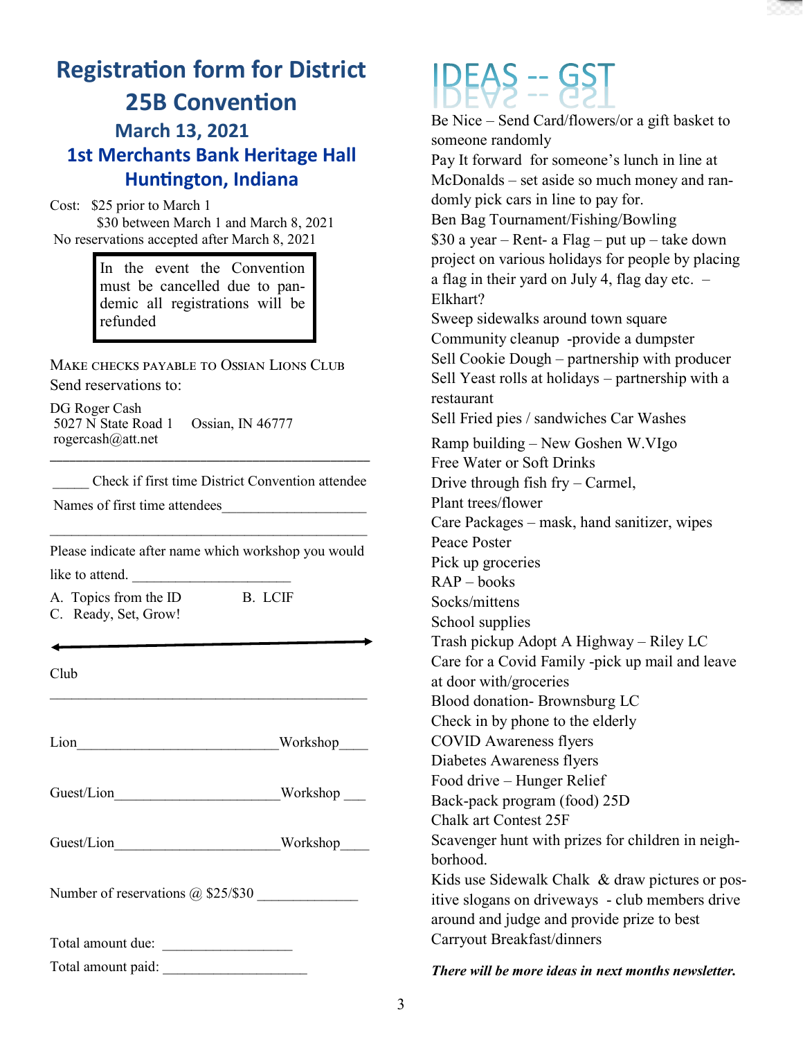# Registration form for District 25B Convention

## March 13, 2021

## 1st Merchants Bank Heritage Hall

## Huntington, Indiana

Cost: $25 prior to March 1
$30 between March 1 and March 8, 2021
No reservations accepted after March 8, 2021

> In the event the Convention must be cancelled due to pandemic all registrations will be refunded

MAKE CHECKS PAYABLE TO OSSIAN LIONS CLUB

Send reservations to:

DG Roger Cash
5027 N State Road 1 Ossian, IN 46777
rogercash@att.net

---

_____ Check if first time District Convention attendee

Names of first time attendees____________________

____________________________________________

Please indicate after name which workshop you would like to attend. ______________________

A. Topics from the ID B. LCIF
C. Ready, Set, Grow!

Club

____________________________________________

Lion____________________________Workshop____

Guest/Lion______________________Workshop ___

Guest/Lion______________________Workshop____

Number of reservations @ $25/$30 ______________

Total amount due: __________________

Total amount paid: ____________________

# IDEAS -- GST

Be Nice – Send Card/flowers/or a gift basket to someone randomly
Pay It forward for someone's lunch in line at McDonalds – set aside so much money and randomly pick cars in line to pay for.
Ben Bag Tournament/Fishing/Bowling
$30 a year – Rent- a Flag – put up – take down project on various holidays for people by placing a flag in their yard on July 4, flag day etc. – Elkhart?
Sweep sidewalks around town square
Community cleanup -provide a dumpster
Sell Cookie Dough – partnership with producer
Sell Yeast rolls at holidays – partnership with a restaurant
Sell Fried pies / sandwiches Car Washes
Ramp building – New Goshen W.VIgo
Free Water or Soft Drinks
Drive through fish fry – Carmel,
Plant trees/flower
Care Packages – mask, hand sanitizer, wipes
Peace Poster
Pick up groceries
RAP – books
Socks/mittens
School supplies
Trash pickup Adopt A Highway – Riley LC
Care for a Covid Family -pick up mail and leave at door with/groceries
Blood donation- Brownsburg LC
Check in by phone to the elderly
COVID Awareness flyers
Diabetes Awareness flyers
Food drive – Hunger Relief
Back-pack program (food) 25D
Chalk art Contest 25F
Scavenger hunt with prizes for children in neighborhood.
Kids use Sidewalk Chalk & draw pictures or positive slogans on driveways - club members drive around and judge and provide prize to best
Carryout Breakfast/dinners

***There will be more ideas in next months newsletter.***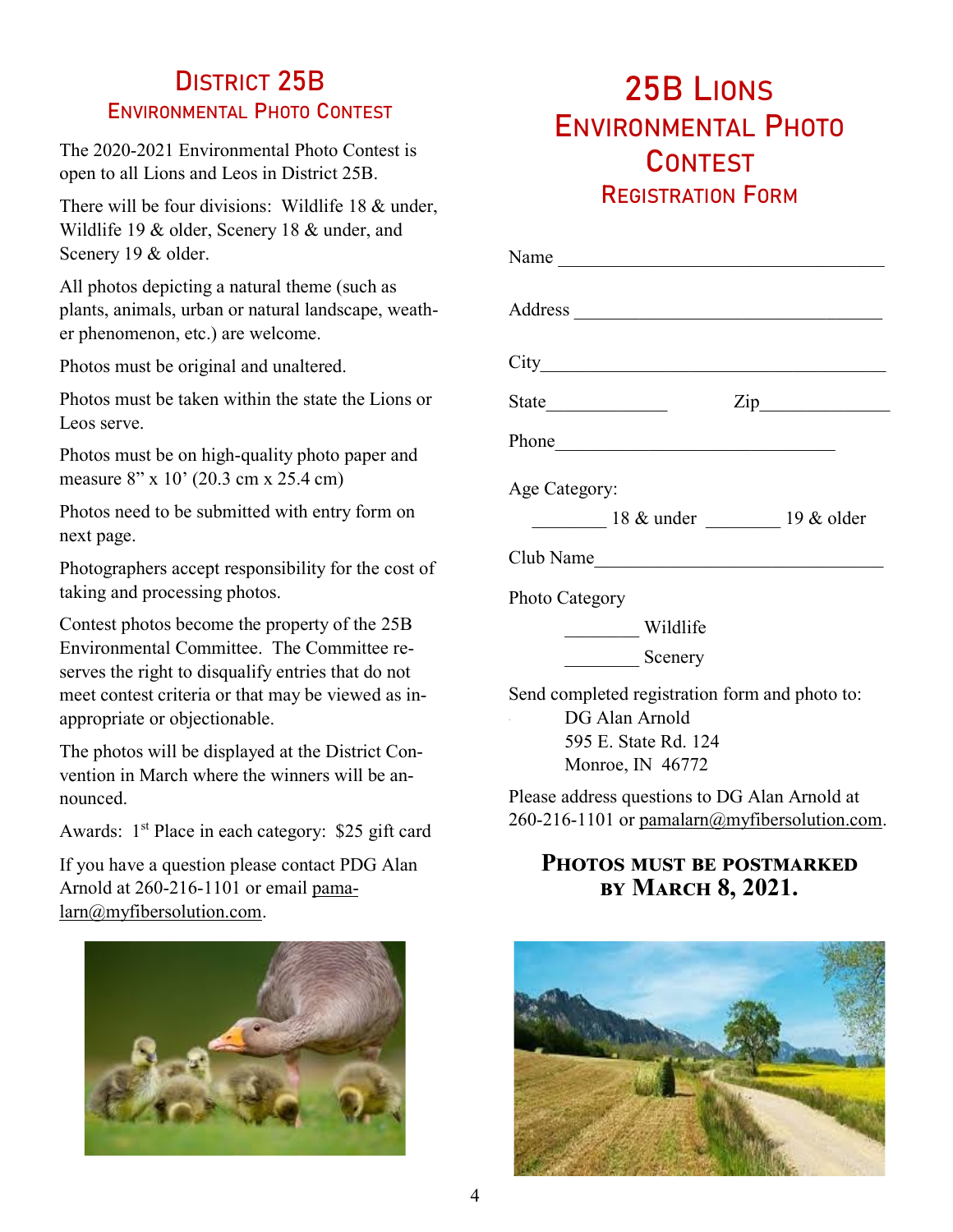## District 25B
### Environmental Photo Contest

The 2020-2021 Environmental Photo Contest is open to all Lions and Leos in District 25B.

There will be four divisions: Wildlife 18 & under, Wildlife 19 & older, Scenery 18 & under, and Scenery 19 & older.

All photos depicting a natural theme (such as plants, animals, urban or natural landscape, weather phenomenon, etc.) are welcome.

Photos must be original and unaltered.

Photos must be taken within the state the Lions or Leos serve.

Photos must be on high-quality photo paper and measure 8” x 10’ (20.3 cm x 25.4 cm)

Photos need to be submitted with entry form on next page.

Photographers accept responsibility for the cost of taking and processing photos.

Contest photos become the property of the 25B Environmental Committee. The Committee reserves the right to disqualify entries that do not meet contest criteria or that may be viewed as inappropriate or objectionable.

The photos will be displayed at the District Convention in March where the winners will be announced.

Awards: 1st Place in each category: $25 gift card

If you have a question please contact PDG Alan Arnold at 260-216-1101 or email pamalarn@myfibersolution.com.

# 25B Lions Environmental Photo Contest
### Registration Form

Name ___________________________________

Address ________________________________

City____________________________________

State_____________ Zip_____________

Phone_____________________________

Age Category:

________ 18 & under ________ 19 & older

Club Name______________________________

Photo Category

________ Wildlife

________ Scenery

Send completed registration form and photo to:

DG Alan Arnold
595 E. State Rd. 124
Monroe, IN 46772

Please address questions to DG Alan Arnold at 260-216-1101 or pamalarn@myfibersolution.com.

**Photos must be postmarked by March 8, 2021.**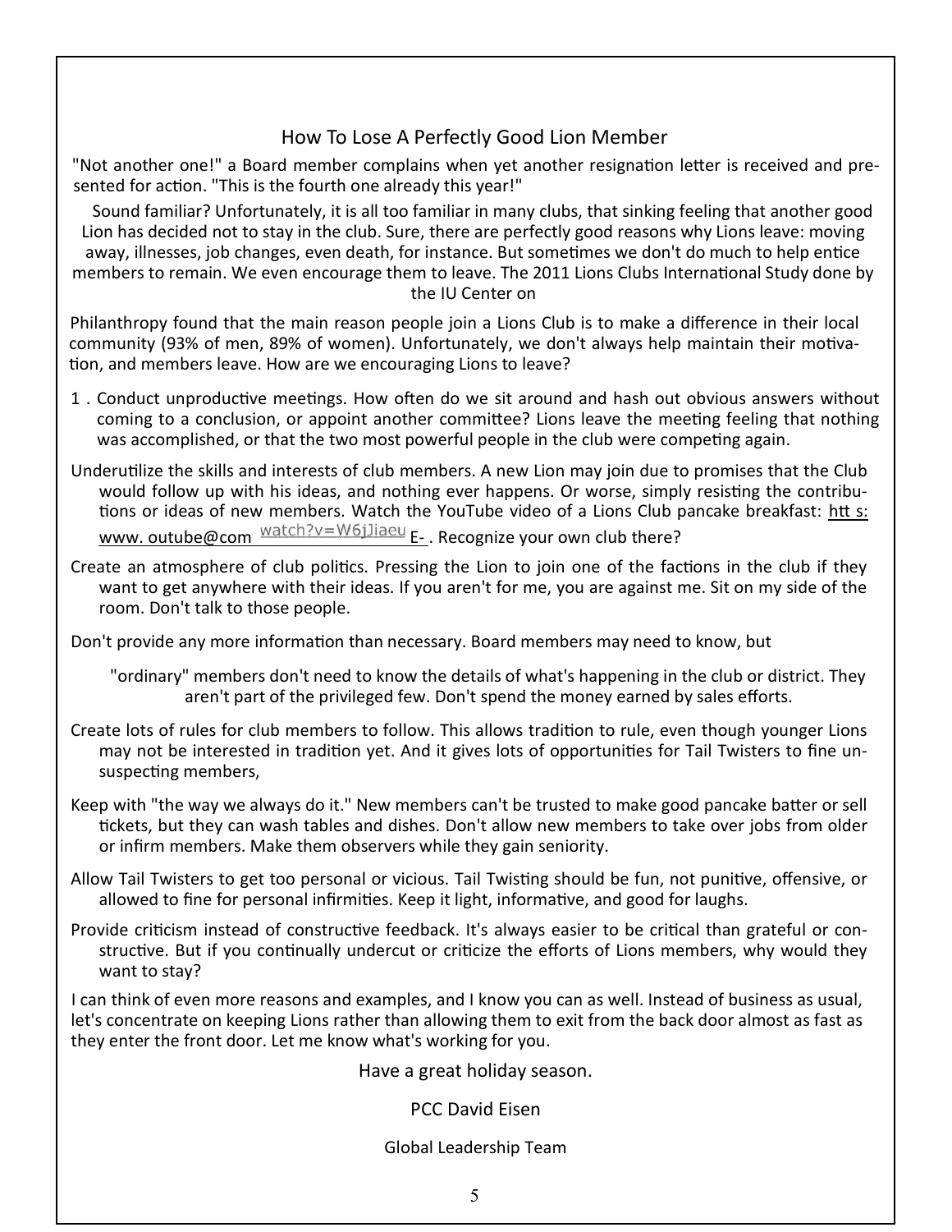# How To Lose A Perfectly Good Lion Member

"Not another one!" a Board member complains when yet another resignation letter is received and presented for action. "This is the fourth one already this year!"

Sound familiar? Unfortunately, it is all too familiar in many clubs, that sinking feeling that another good Lion has decided not to stay in the club. Sure, there are perfectly good reasons why Lions leave: moving away, illnesses, job changes, even death, for instance. But sometimes we don't do much to help entice members to remain. We even encourage them to leave. The 2011 Lions Clubs International Study done by the IU Center on

Philanthropy found that the main reason people join a Lions Club is to make a difference in their local community (93% of men, 89% of women). Unfortunately, we don't always help maintain their motivation, and members leave. How are we encouraging Lions to leave?

1 . Conduct unproductive meetings. How often do we sit around and hash out obvious answers without coming to a conclusion, or appoint another committee? Lions leave the meeting feeling that nothing was accomplished, or that the two most powerful people in the club were competing again.

Underutilize the skills and interests of club members. A new Lion may join due to promises that the Club would follow up with his ideas, and nothing ever happens. Or worse, simply resisting the contributions or ideas of new members. Watch the YouTube video of a Lions Club pancake breakfast: htt s: www. outube@com watch?v=W6jJiaeu E- . Recognize your own club there?

Create an atmosphere of club politics. Pressing the Lion to join one of the factions in the club if they want to get anywhere with their ideas. If you aren't for me, you are against me. Sit on my side of the room. Don't talk to those people.

Don't provide any more information than necessary. Board members may need to know, but "ordinary" members don't need to know the details of what's happening in the club or district. They aren't part of the privileged few. Don't spend the money earned by sales efforts.

Create lots of rules for club members to follow. This allows tradition to rule, even though younger Lions may not be interested in tradition yet. And it gives lots of opportunities for Tail Twisters to fine unsuspecting members,

Keep with "the way we always do it." New members can't be trusted to make good pancake batter or sell tickets, but they can wash tables and dishes. Don't allow new members to take over jobs from older or infirm members. Make them observers while they gain seniority.

Allow Tail Twisters to get too personal or vicious. Tail Twisting should be fun, not punitive, offensive, or allowed to fine for personal infirmities. Keep it light, informative, and good for laughs.

Provide criticism instead of constructive feedback. It's always easier to be critical than grateful or constructive. But if you continually undercut or criticize the efforts of Lions members, why would they want to stay?

I can think of even more reasons and examples, and I know you can as well. Instead of business as usual, let's concentrate on keeping Lions rather than allowing them to exit from the back door almost as fast as they enter the front door. Let me know what's working for you.

Have a great holiday season.

PCC David Eisen

Global Leadership Team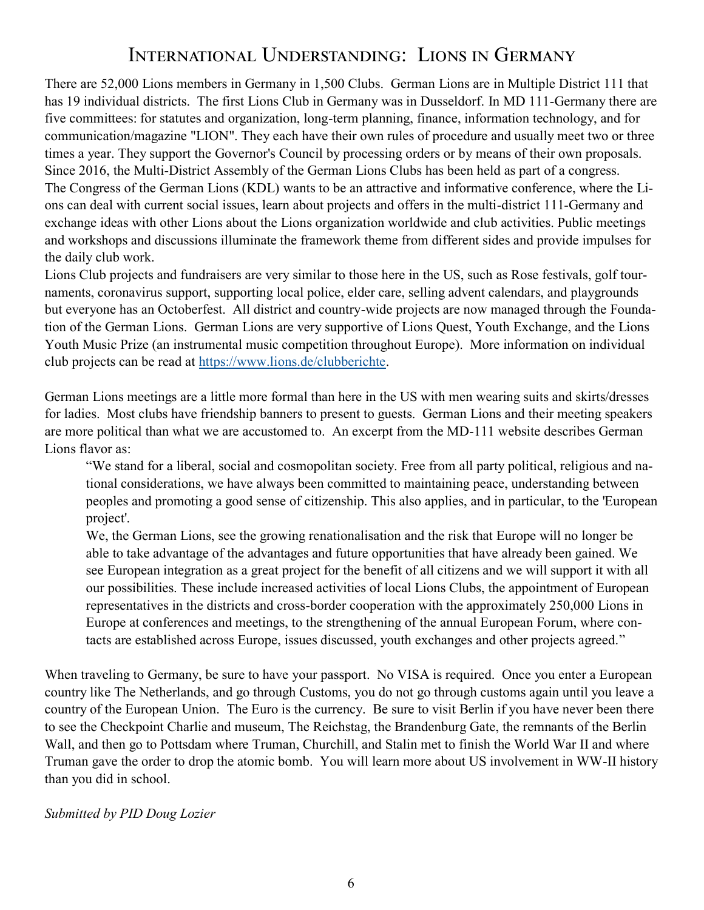# International Understanding: Lions in Germany

There are 52,000 Lions members in Germany in 1,500 Clubs. German Lions are in Multiple District 111 that has 19 individual districts. The first Lions Club in Germany was in Dusseldorf. In MD 111-Germany there are five committees: for statutes and organization, long-term planning, finance, information technology, and for communication/magazine "LION". They each have their own rules of procedure and usually meet two or three times a year. They support the Governor's Council by processing orders or by means of their own proposals. Since 2016, the Multi-District Assembly of the German Lions Clubs has been held as part of a congress. The Congress of the German Lions (KDL) wants to be an attractive and informative conference, where the Lions can deal with current social issues, learn about projects and offers in the multi-district 111-Germany and exchange ideas with other Lions about the Lions organization worldwide and club activities. Public meetings and workshops and discussions illuminate the framework theme from different sides and provide impulses for the daily club work.

Lions Club projects and fundraisers are very similar to those here in the US, such as Rose festivals, golf tournaments, coronavirus support, supporting local police, elder care, selling advent calendars, and playgrounds but everyone has an Octoberfest. All district and country-wide projects are now managed through the Foundation of the German Lions. German Lions are very supportive of Lions Quest, Youth Exchange, and the Lions Youth Music Prize (an instrumental music competition throughout Europe). More information on individual club projects can be read at https://www.lions.de/clubberichte.

German Lions meetings are a little more formal than here in the US with men wearing suits and skirts/dresses for ladies. Most clubs have friendship banners to present to guests. German Lions and their meeting speakers are more political than what we are accustomed to. An excerpt from the MD-111 website describes German Lions flavor as:

> "We stand for a liberal, social and cosmopolitan society. Free from all party political, religious and national considerations, we have always been committed to maintaining peace, understanding between peoples and promoting a good sense of citizenship. This also applies, and in particular, to the 'European project'.
>
> We, the German Lions, see the growing renationalisation and the risk that Europe will no longer be able to take advantage of the advantages and future opportunities that have already been gained. We see European integration as a great project for the benefit of all citizens and we will support it with all our possibilities. These include increased activities of local Lions Clubs, the appointment of European representatives in the districts and cross-border cooperation with the approximately 250,000 Lions in Europe at conferences and meetings, to the strengthening of the annual European Forum, where contacts are established across Europe, issues discussed, youth exchanges and other projects agreed."

When traveling to Germany, be sure to have your passport. No VISA is required. Once you enter a European country like The Netherlands, and go through Customs, you do not go through customs again until you leave a country of the European Union. The Euro is the currency. Be sure to visit Berlin if you have never been there to see the Checkpoint Charlie and museum, The Reichstag, the Brandenburg Gate, the remnants of the Berlin Wall, and then go to Pottsdam where Truman, Churchill, and Stalin met to finish the World War II and where Truman gave the order to drop the atomic bomb. You will learn more about US involvement in WW-II history than you did in school.

*Submitted by PID Doug Lozier*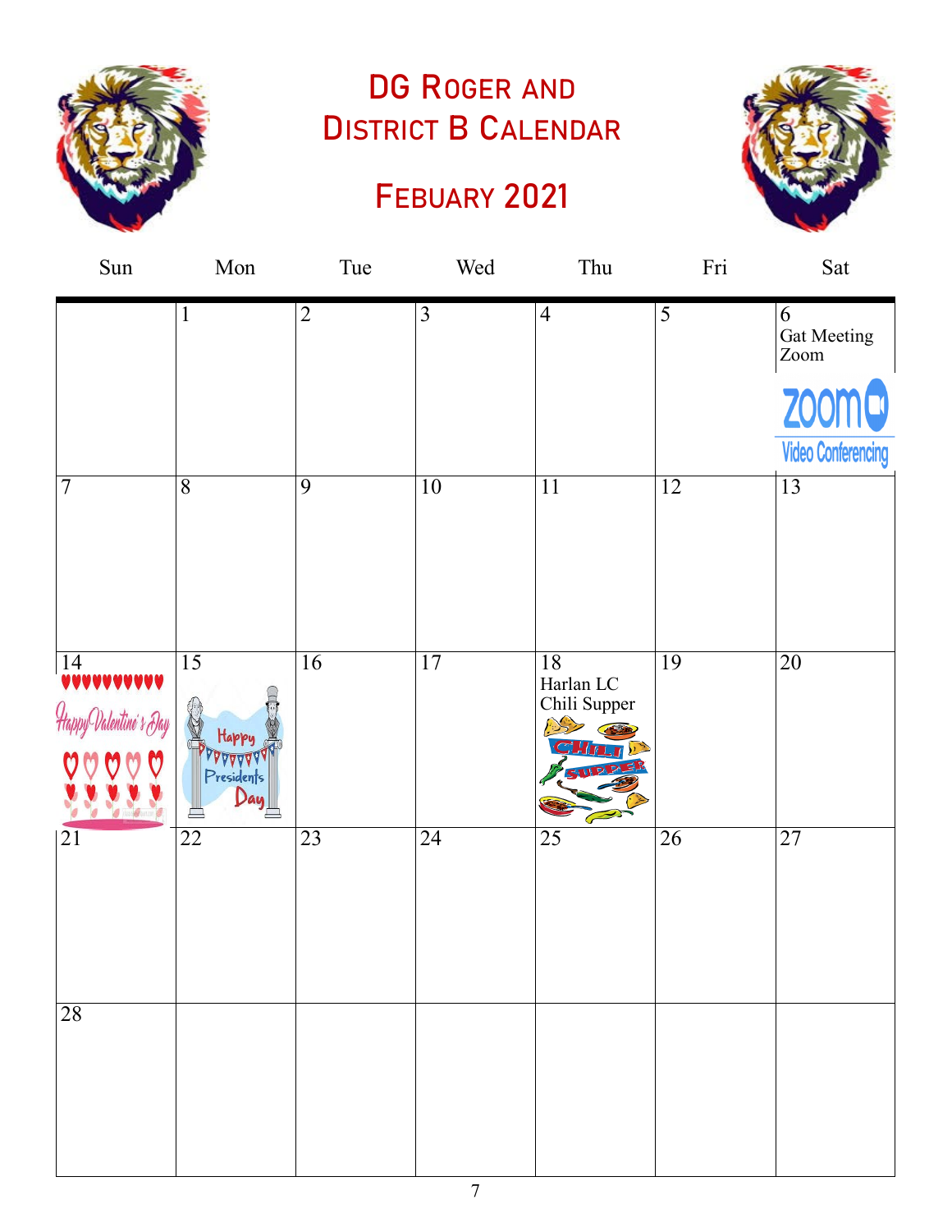# DG Roger and District B Calendar

## Febuary 2021

| Sun | Mon | Tue | Wed | Thu | Fri | Sat |
|---|---|---|---|---|---|---|
| | 1 | 2 | 3 | 4 | 5 | 6 Gat Meeting Zoom |
| 7 | 8 | 9 | 10 | 11 | 12 | 13 |
| 14 | 15 | 16 | 17 | 18 Harlan LC Chili Supper | 19 | 20 |
| 21 | 22 | 23 | 24 | 25 | 26 | 27 |
| 28 | | | | | | |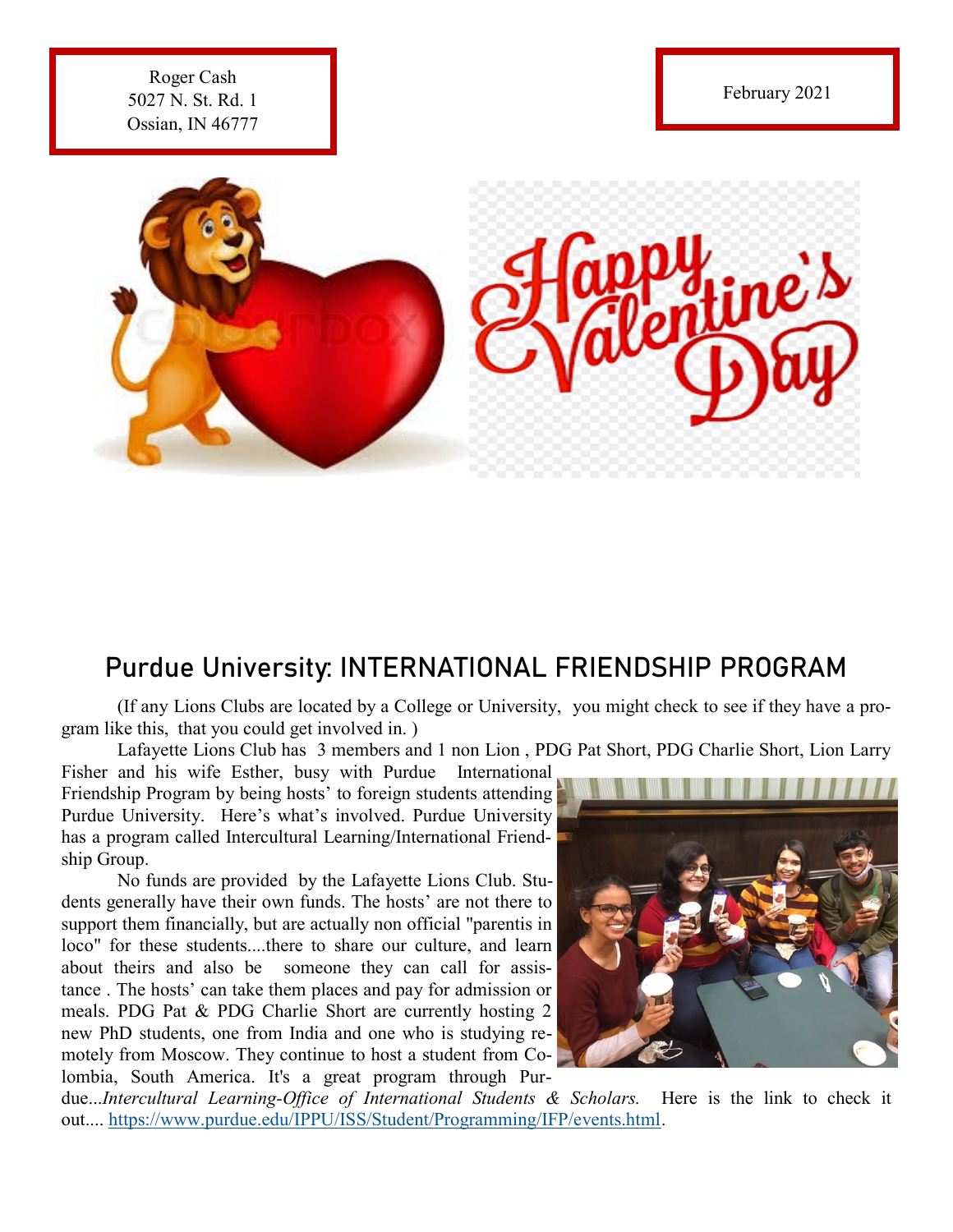Roger Cash
5027 N. St. Rd. 1
Ossian, IN 46777

February 2021

## Purdue University: INTERNATIONAL FRIENDSHIP PROGRAM

(If any Lions Clubs are located by a College or University, you might check to see if they have a program like this, that you could get involved in. )

Lafayette Lions Club has 3 members and 1 non Lion , PDG Pat Short, PDG Charlie Short, Lion Larry Fisher and his wife Esther, busy with Purdue International Friendship Program by being hosts' to foreign students attending Purdue University. Here's what's involved. Purdue University has a program called Intercultural Learning/International Friendship Group.

No funds are provided by the Lafayette Lions Club. Students generally have their own funds. The hosts' are not there to support them financially, but are actually non official "parentis in loco" for these students....there to share our culture, and learn about theirs and also be someone they can call for assistance . The hosts' can take them places and pay for admission or meals. PDG Pat & PDG Charlie Short are currently hosting 2 new PhD students, one from India and one who is studying remotely from Moscow. They continue to host a student from Colombia, South America. It's a great program through Purdue...*Intercultural Learning-Office of International Students & Scholars.* Here is the link to check it out.... [https://www.purdue.edu/IPPU/ISS/Student/Programming/IFP/events.html](https://www.purdue.edu/IPPU/ISS/Student/Programming/IFP/events.html).